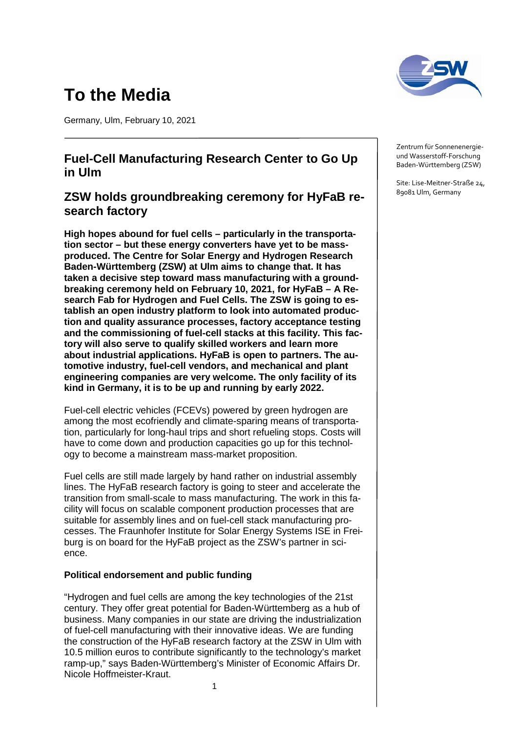# To the Media

Germany, Ulm, February 10, 2021

Zentrum für Sonnenenergie- und Wasserstoff-Forschung Baden-Württemberg (ZSW)

Site: Lise-Meitner-Straße 24, 89081 Ulm, Germany

## Fuel-Cell Manufacturing Research Center to Go Up in Ulm

## ZSW holds groundbreaking ceremony for HyFaB research factory

**High hopes abound for fuel cells – particularly in the transportation sector – but these energy converters have yet to be mass-produced. The Centre for Solar Energy and Hydrogen Research Baden-Württemberg (ZSW) at Ulm aims to change that. It has taken a decisive step toward mass manufacturing with a groundbreaking ceremony held on February 10, 2021, for HyFaB – A Research Fab for Hydrogen and Fuel Cells. The ZSW is going to establish an open industry platform to look into automated production and quality assurance processes, factory acceptance testing and the commissioning of fuel-cell stacks at this facility. This factory will also serve to qualify skilled workers and learn more about industrial applications. HyFaB is open to partners. The automotive industry, fuel-cell vendors, and mechanical and plant engineering companies are very welcome. The only facility of its kind in Germany, it is to be up and running by early 2022.**

Fuel-cell electric vehicles (FCEVs) powered by green hydrogen are among the most ecofriendly and climate-sparing means of transportation, particularly for long-haul trips and short refueling stops. Costs will have to come down and production capacities go up for this technology to become a mainstream mass-market proposition.

Fuel cells are still made largely by hand rather on industrial assembly lines. The HyFaB research factory is going to steer and accelerate the transition from small-scale to mass manufacturing. The work in this facility will focus on scalable component production processes that are suitable for assembly lines and on fuel-cell stack manufacturing processes. The Fraunhofer Institute for Solar Energy Systems ISE in Freiburg is on board for the HyFaB project as the ZSW's partner in science.

### Political endorsement and public funding

"Hydrogen and fuel cells are among the key technologies of the 21st century. They offer great potential for Baden-Württemberg as a hub of business. Many companies in our state are driving the industrialization of fuel-cell manufacturing with their innovative ideas. We are funding the construction of the HyFaB research factory at the ZSW in Ulm with 10.5 million euros to contribute significantly to the technology's market ramp-up," says Baden-Württemberg's Minister of Economic Affairs Dr. Nicole Hoffmeister-Kraut.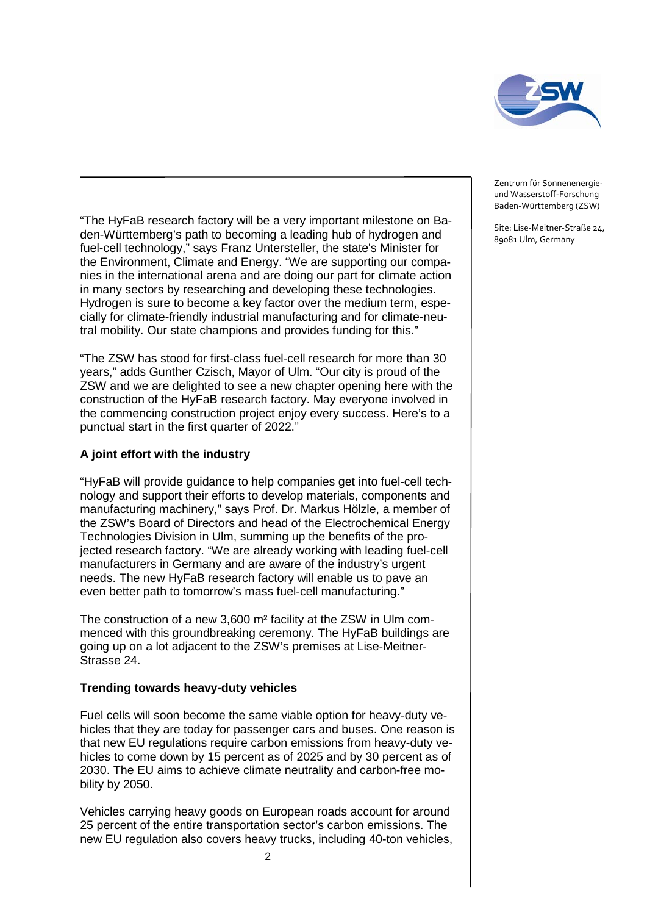Zentrum für Sonnenenergie- und Wasserstoff-Forschung Baden-Württemberg (ZSW)

Site: Lise-Meitner-Straße 24, 89081 Ulm, Germany

"The HyFaB research factory will be a very important milestone on Baden-Württemberg's path to becoming a leading hub of hydrogen and fuel-cell technology," says Franz Untersteller, the state's Minister for the Environment, Climate and Energy. "We are supporting our companies in the international arena and are doing our part for climate action in many sectors by researching and developing these technologies. Hydrogen is sure to become a key factor over the medium term, especially for climate-friendly industrial manufacturing and for climate-neutral mobility. Our state champions and provides funding for this."

"The ZSW has stood for first-class fuel-cell research for more than 30 years," adds Gunther Czisch, Mayor of Ulm. "Our city is proud of the ZSW and we are delighted to see a new chapter opening here with the construction of the HyFaB research factory. May everyone involved in the commencing construction project enjoy every success. Here's to a punctual start in the first quarter of 2022."

**A joint effort with the industry**

"HyFaB will provide guidance to help companies get into fuel-cell technology and support their efforts to develop materials, components and manufacturing machinery," says Prof. Dr. Markus Hölzle, a member of the ZSW's Board of Directors and head of the Electrochemical Energy Technologies Division in Ulm, summing up the benefits of the projected research factory. "We are already working with leading fuel-cell manufacturers in Germany and are aware of the industry's urgent needs. The new HyFaB research factory will enable us to pave an even better path to tomorrow's mass fuel-cell manufacturing."

The construction of a new 3,600 m² facility at the ZSW in Ulm commenced with this groundbreaking ceremony. The HyFaB buildings are going up on a lot adjacent to the ZSW's premises at Lise-Meitner-Strasse 24.

**Trending towards heavy-duty vehicles**

Fuel cells will soon become the same viable option for heavy-duty vehicles that they are today for passenger cars and buses. One reason is that new EU regulations require carbon emissions from heavy-duty vehicles to come down by 15 percent as of 2025 and by 30 percent as of 2030. The EU aims to achieve climate neutrality and carbon-free mobility by 2050.

Vehicles carrying heavy goods on European roads account for around 25 percent of the entire transportation sector's carbon emissions. The new EU regulation also covers heavy trucks, including 40-ton vehicles,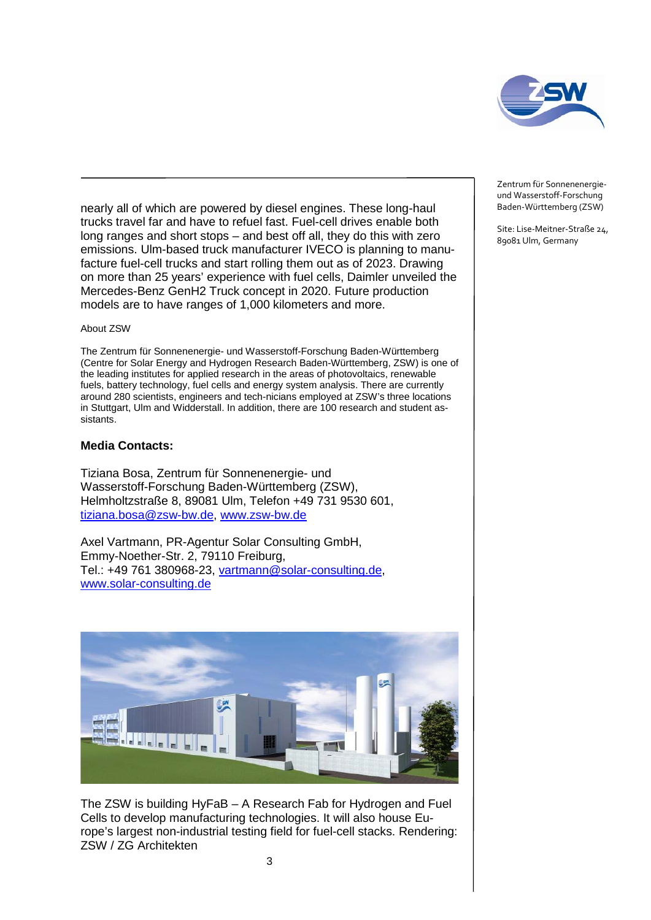nearly all of which are powered by diesel engines. These long-haul trucks travel far and have to refuel fast. Fuel-cell drives enable both long ranges and short stops – and best off all, they do this with zero emissions. Ulm-based truck manufacturer IVECO is planning to manufacture fuel-cell trucks and start rolling them out as of 2023. Drawing on more than 25 years' experience with fuel cells, Daimler unveiled the Mercedes-Benz GenH2 Truck concept in 2020. Future production models are to have ranges of 1,000 kilometers and more.

About ZSW

The Zentrum für Sonnenenergie- und Wasserstoff-Forschung Baden-Württemberg (Centre for Solar Energy and Hydrogen Research Baden-Württemberg, ZSW) is one of the leading institutes for applied research in the areas of photovoltaics, renewable fuels, battery technology, fuel cells and energy system analysis. There are currently around 280 scientists, engineers and tech-nicians employed at ZSW's three locations in Stuttgart, Ulm and Widderstall. In addition, there are 100 research and student assistants.

**Media Contacts:**

Tiziana Bosa, Zentrum für Sonnenenergie- und Wasserstoff-Forschung Baden-Württemberg (ZSW), Helmholtzstraße 8, 89081 Ulm, Telefon +49 731 9530 601, tiziana.bosa@zsw-bw.de, www.zsw-bw.de

Axel Vartmann, PR-Agentur Solar Consulting GmbH, Emmy-Noether-Str. 2, 79110 Freiburg, Tel.: +49 761 380968-23, vartmann@solar-consulting.de, www.solar-consulting.de

The ZSW is building HyFaB – A Research Fab for Hydrogen and Fuel Cells to develop manufacturing technologies. It will also house Europe's largest non-industrial testing field for fuel-cell stacks. Rendering: ZSW / ZG Architekten

Zentrum für Sonnenenergie- und Wasserstoff-Forschung Baden-Württemberg (ZSW)

Site: Lise-Meitner-Straße 24, 89081 Ulm, Germany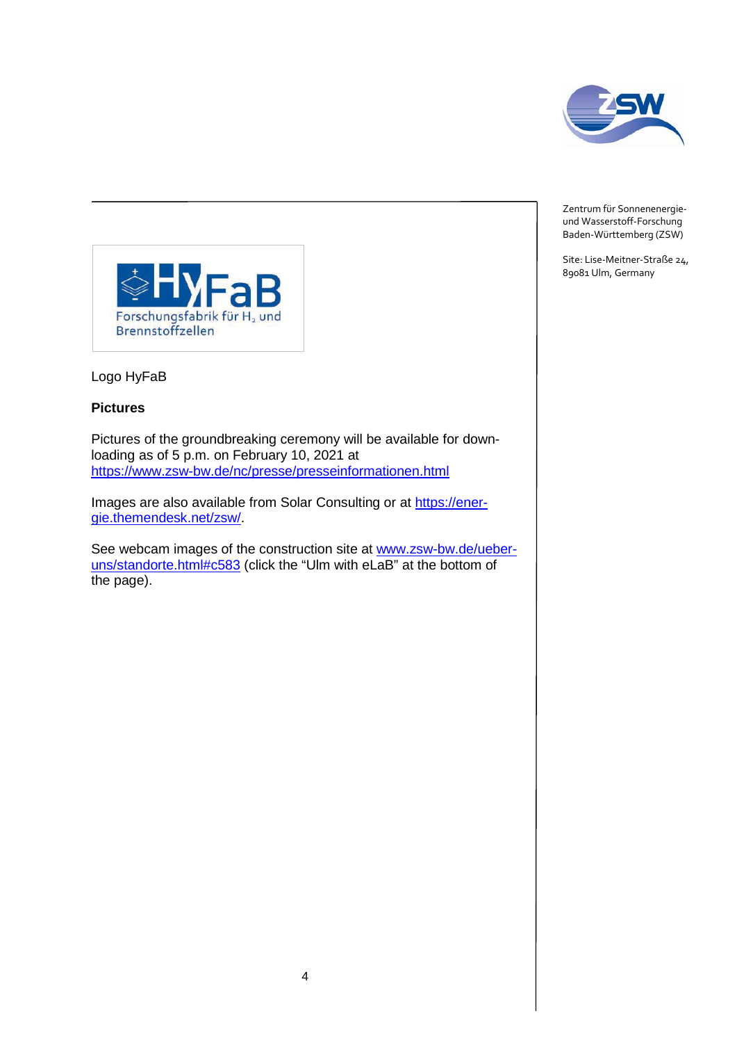Zentrum für Sonnenenergie- und Wasserstoff-Forschung Baden-Württemberg (ZSW)

Site: Lise-Meitner-Straße 24, 89081 Ulm, Germany

Logo HyFaB

**Pictures**

Pictures of the groundbreaking ceremony will be available for downloading as of 5 p.m. on February 10, 2021 at https://www.zsw-bw.de/nc/presse/presseinformationen.html

Images are also available from Solar Consulting or at https://energie.themendesk.net/zsw/.

See webcam images of the construction site at www.zsw-bw.de/ueber-uns/standorte.html#c583 (click the "Ulm with eLaB" at the bottom of the page).